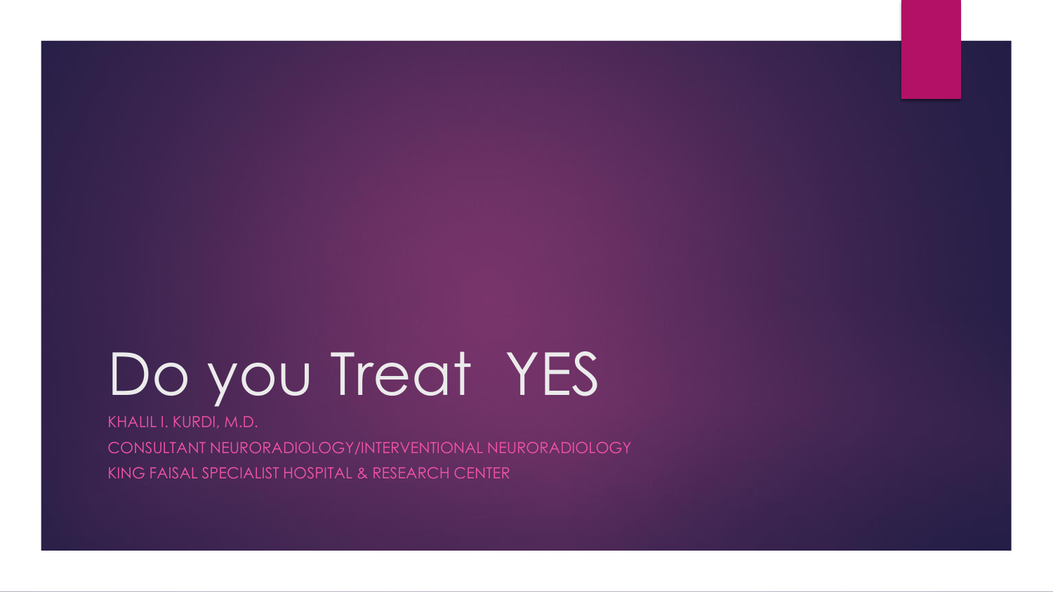# Do you Treat YES

KHALIL I. KURDI, M.D.

CONSULTANT NEURORADIOLOGY/INTERVENTIONAL NEURORADIOLOGY

KING FAISAL SPECIALIST HOSPITAL & RESEARCH CENTER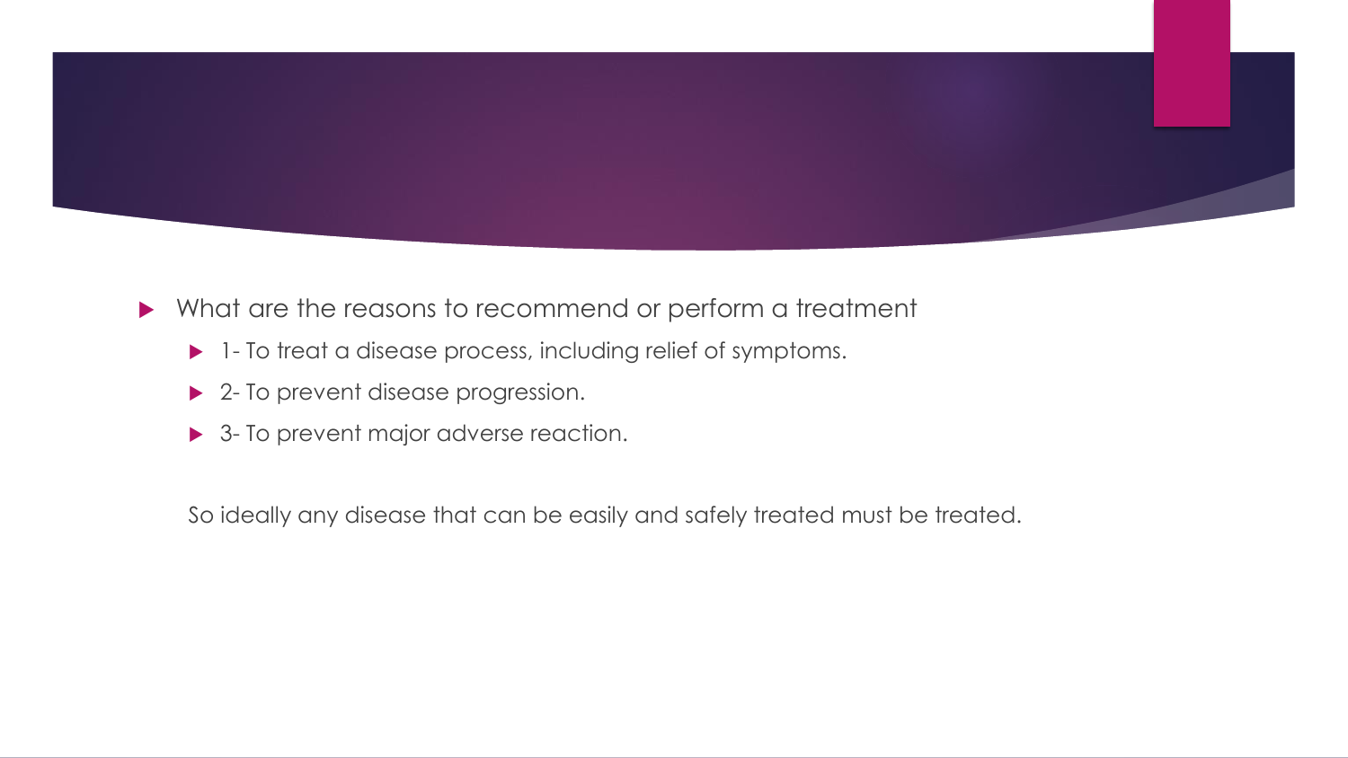- What are the reasons to recommend or perform a treatment
  - 1- To treat a disease process, including relief of symptoms.
  - 2- To prevent disease progression.
  - 3- To prevent major adverse reaction.

So ideally any disease that can be easily and safely treated must be treated.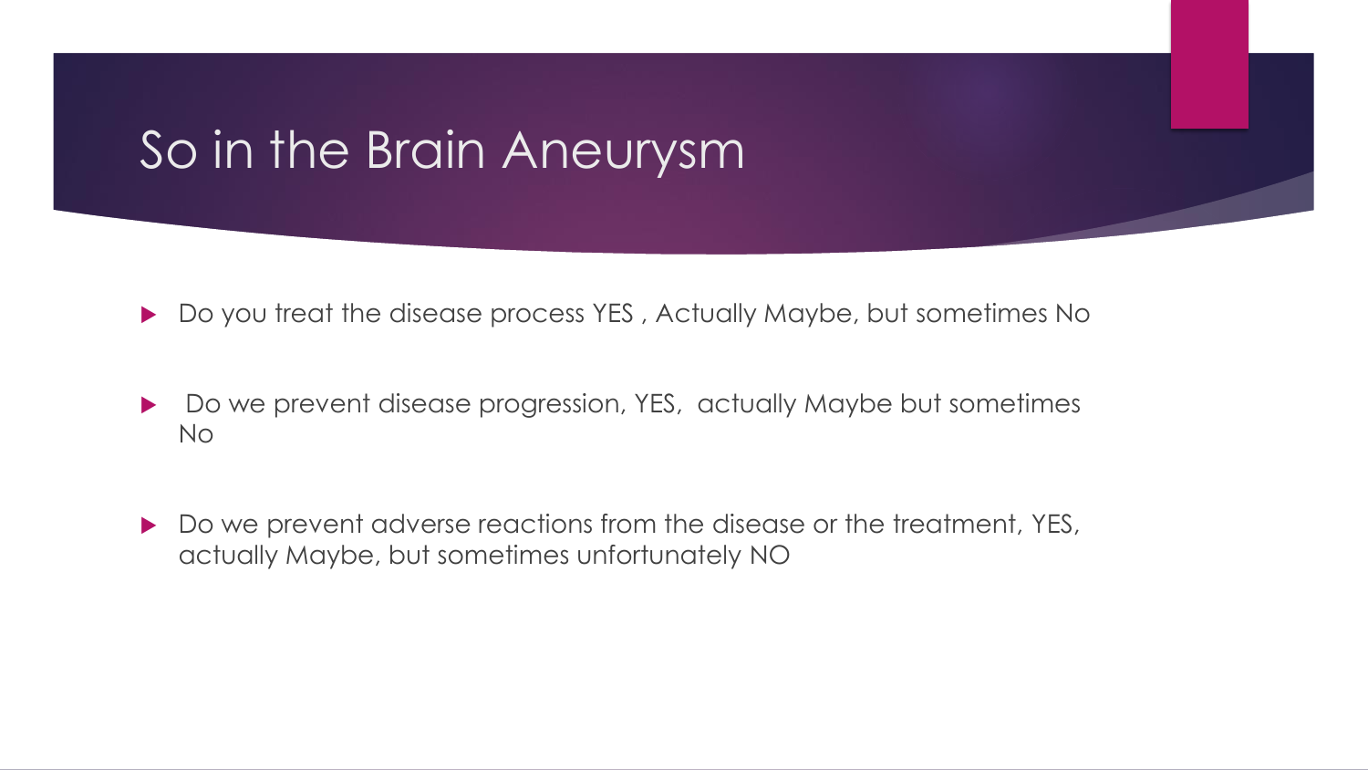# So in the Brain Aneurysm

- Do you treat the disease process YES , Actually Maybe, but sometimes No
- Do we prevent disease progression, YES, actually Maybe but sometimes No
- Do we prevent adverse reactions from the disease or the treatment, YES, actually Maybe, but sometimes unfortunately NO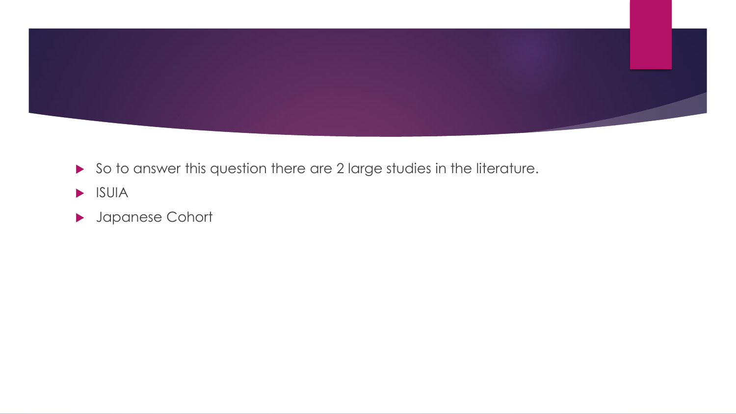- So to answer this question there are 2 large studies in the literature.
- ISUIA
- Japanese Cohort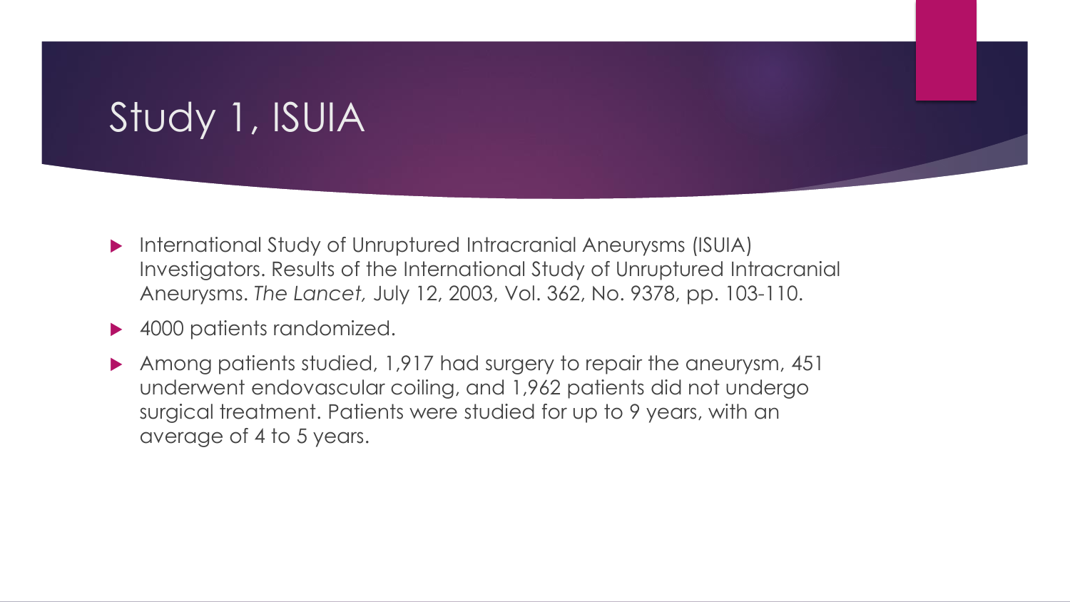# Study 1, ISUIA

- International Study of Unruptured Intracranial Aneurysms (ISUIA) Investigators. Results of the International Study of Unruptured Intracranial Aneurysms. *The Lancet,* July 12, 2003, Vol. 362, No. 9378, pp. 103-110.
- 4000 patients randomized.
- Among patients studied, 1,917 had surgery to repair the aneurysm, 451 underwent endovascular coiling, and 1,962 patients did not undergo surgical treatment. Patients were studied for up to 9 years, with an average of 4 to 5 years.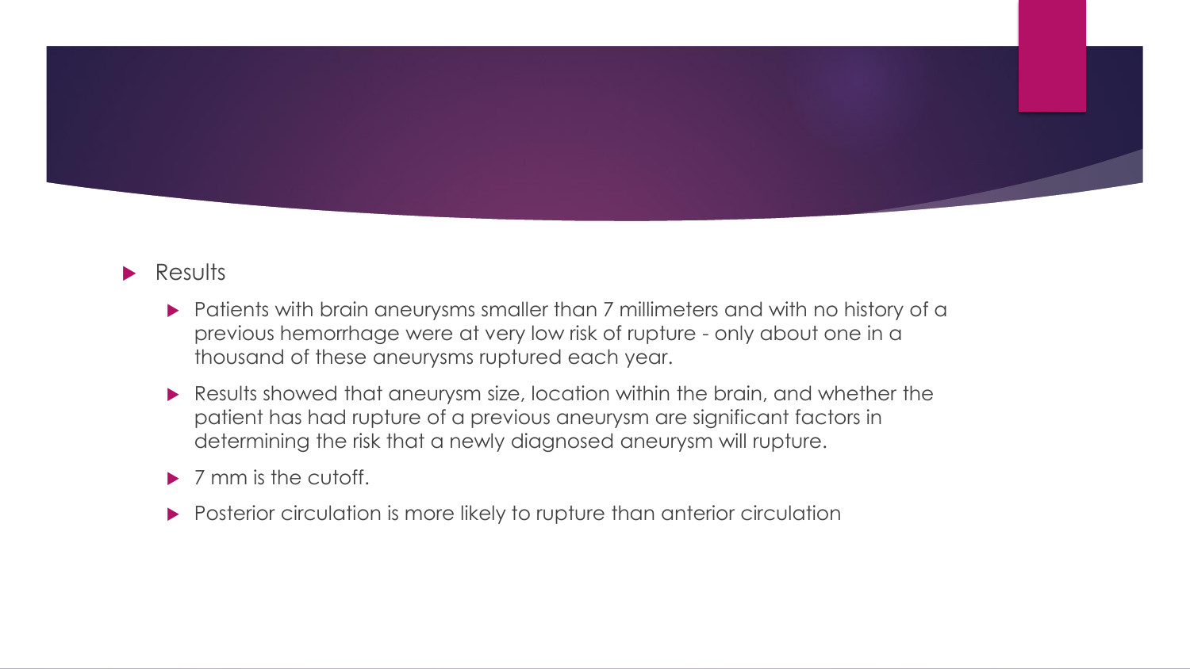- Results
  - Patients with brain aneurysms smaller than 7 millimeters and with no history of a previous hemorrhage were at very low risk of rupture - only about one in a thousand of these aneurysms ruptured each year.
  - Results showed that aneurysm size, location within the brain, and whether the patient has had rupture of a previous aneurysm are significant factors in determining the risk that a newly diagnosed aneurysm will rupture.
  - 7 mm is the cutoff.
  - Posterior circulation is more likely to rupture than anterior circulation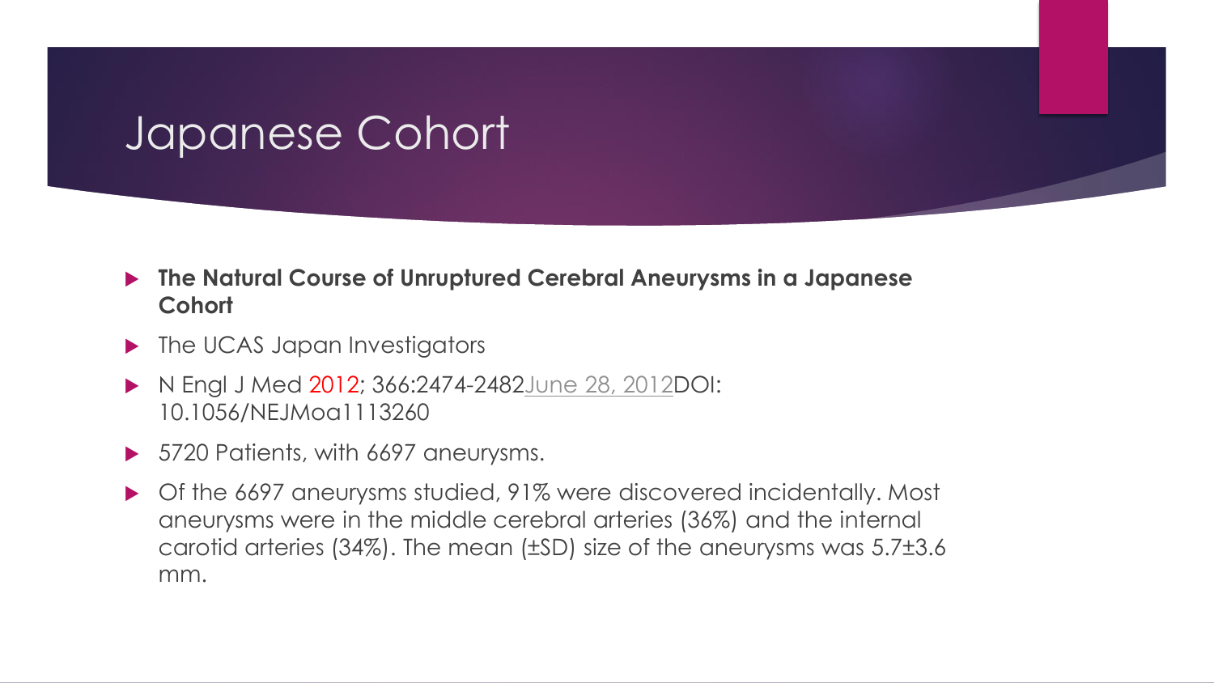# Japanese Cohort

- **The Natural Course of Unruptured Cerebral Aneurysms in a Japanese Cohort**
- The UCAS Japan Investigators
- N Engl J Med 2012; 366:2474-2482June 28, 2012DOI: 10.1056/NEJMoa1113260
- 5720 Patients, with 6697 aneurysms.
- Of the 6697 aneurysms studied, 91% were discovered incidentally. Most aneurysms were in the middle cerebral arteries (36%) and the internal carotid arteries (34%). The mean (±SD) size of the aneurysms was 5.7±3.6 mm.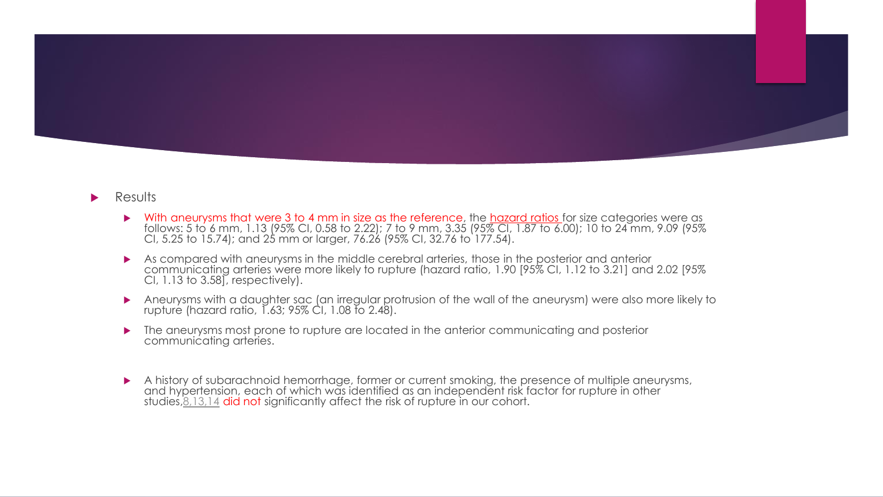- Results
  - With aneurysms that were 3 to 4 mm in size as the reference, the hazard ratios for size categories were as follows: 5 to 6 mm, 1.13 (95% CI, 0.58 to 2.22); 7 to 9 mm, 3.35 (95% CI, 1.87 to 6.00); 10 to 24 mm, 9.09 (95% CI, 5.25 to 15.74); and 25 mm or larger, 76.26 (95% CI, 32.76 to 177.54).
  - As compared with aneurysms in the middle cerebral arteries, those in the posterior and anterior communicating arteries were more likely to rupture (hazard ratio, 1.90 [95% CI, 1.12 to 3.21] and 2.02 [95% CI, 1.13 to 3.58], respectively).
  - Aneurysms with a daughter sac (an irregular protrusion of the wall of the aneurysm) were also more likely to rupture (hazard ratio, 1.63; 95% CI, 1.08 to 2.48).
  - The aneurysms most prone to rupture are located in the anterior communicating and posterior communicating arteries.
  - A history of subarachnoid hemorrhage, former or current smoking, the presence of multiple aneurysms, and hypertension, each of which was identified as an independent risk factor for rupture in other studies,8,13,14 did not significantly affect the risk of rupture in our cohort.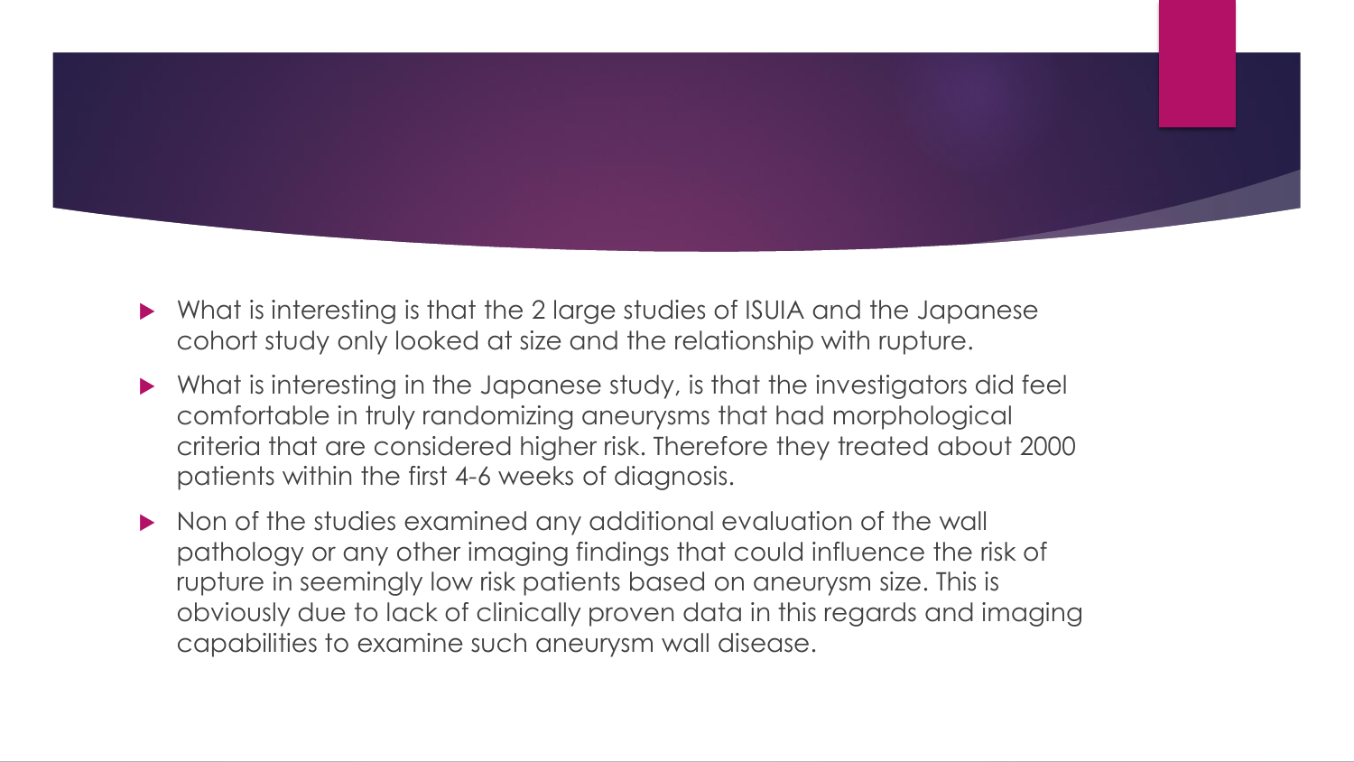- What is interesting is that the 2 large studies of ISUIA and the Japanese cohort study only looked at size and the relationship with rupture.
- What is interesting in the Japanese study, is that the investigators did feel comfortable in truly randomizing aneurysms that had morphological criteria that are considered higher risk. Therefore they treated about 2000 patients within the first 4-6 weeks of diagnosis.
- Non of the studies examined any additional evaluation of the wall pathology or any other imaging findings that could influence the risk of rupture in seemingly low risk patients based on aneurysm size. This is obviously due to lack of clinically proven data in this regards and imaging capabilities to examine such aneurysm wall disease.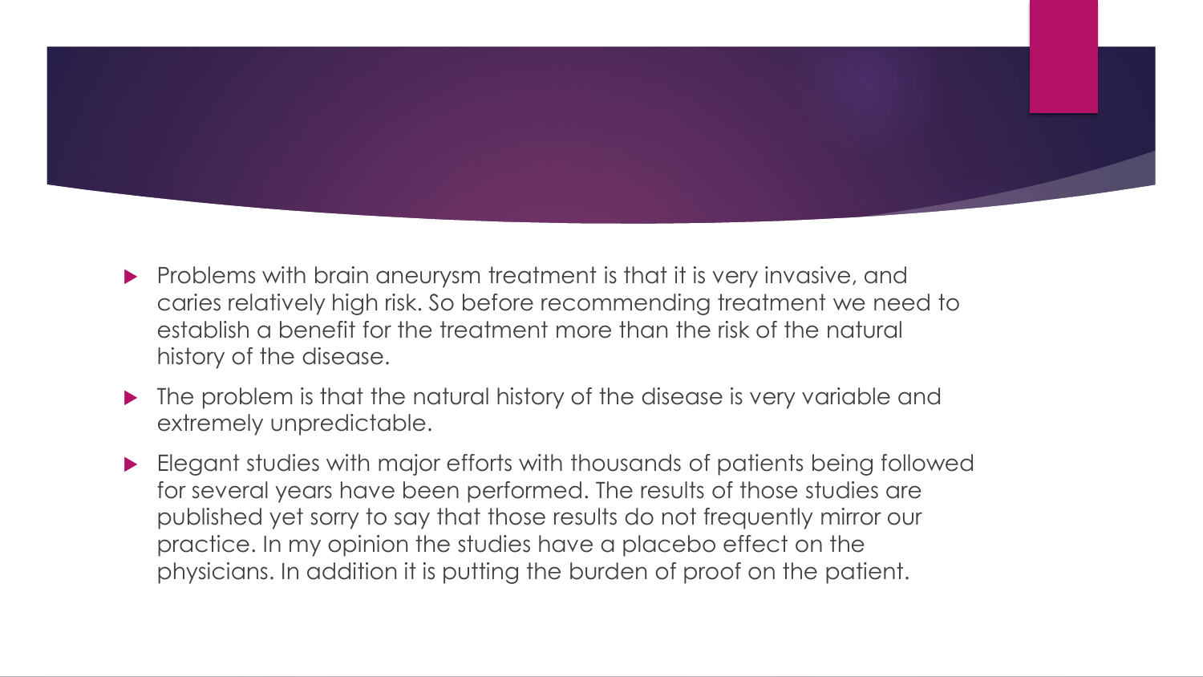- Problems with brain aneurysm treatment is that it is very invasive, and caries relatively high risk. So before recommending treatment we need to establish a benefit for the treatment more than the risk of the natural history of the disease.
- The problem is that the natural history of the disease is very variable and extremely unpredictable.
- Elegant studies with major efforts with thousands of patients being followed for several years have been performed. The results of those studies are published yet sorry to say that those results do not frequently mirror our practice. In my opinion the studies have a placebo effect on the physicians. In addition it is putting the burden of proof on the patient.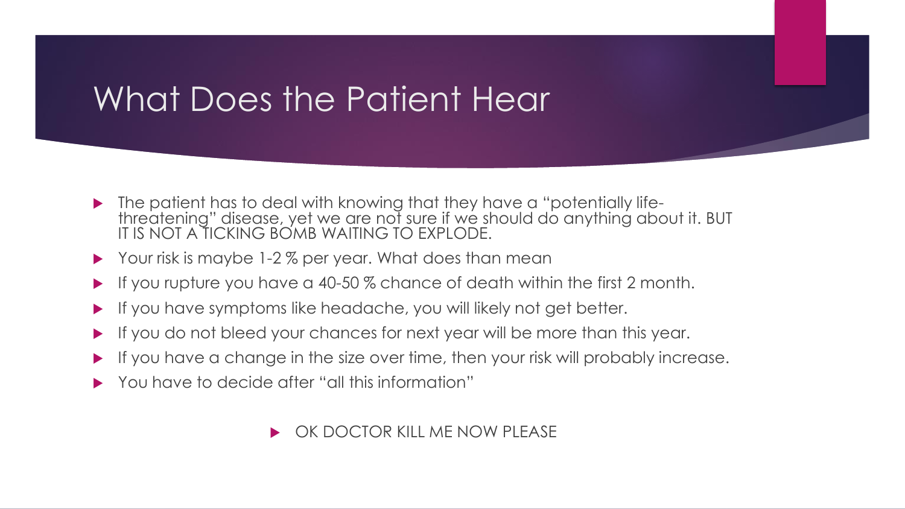# What Does the Patient Hear

- The patient has to deal with knowing that they have a "potentially life-threatening" disease, yet we are not sure if we should do anything about it. BUT IT IS NOT A TICKING BOMB WAITING TO EXPLODE.
- Your risk is maybe 1-2 % per year. What does than mean
- If you rupture you have a 40-50 % chance of death within the first 2 month.
- If you have symptoms like headache, you will likely not get better.
- If you do not bleed your chances for next year will be more than this year.
- If you have a change in the size over time, then your risk will probably increase.
- You have to decide after "all this information"

  - OK DOCTOR KILL ME NOW PLEASE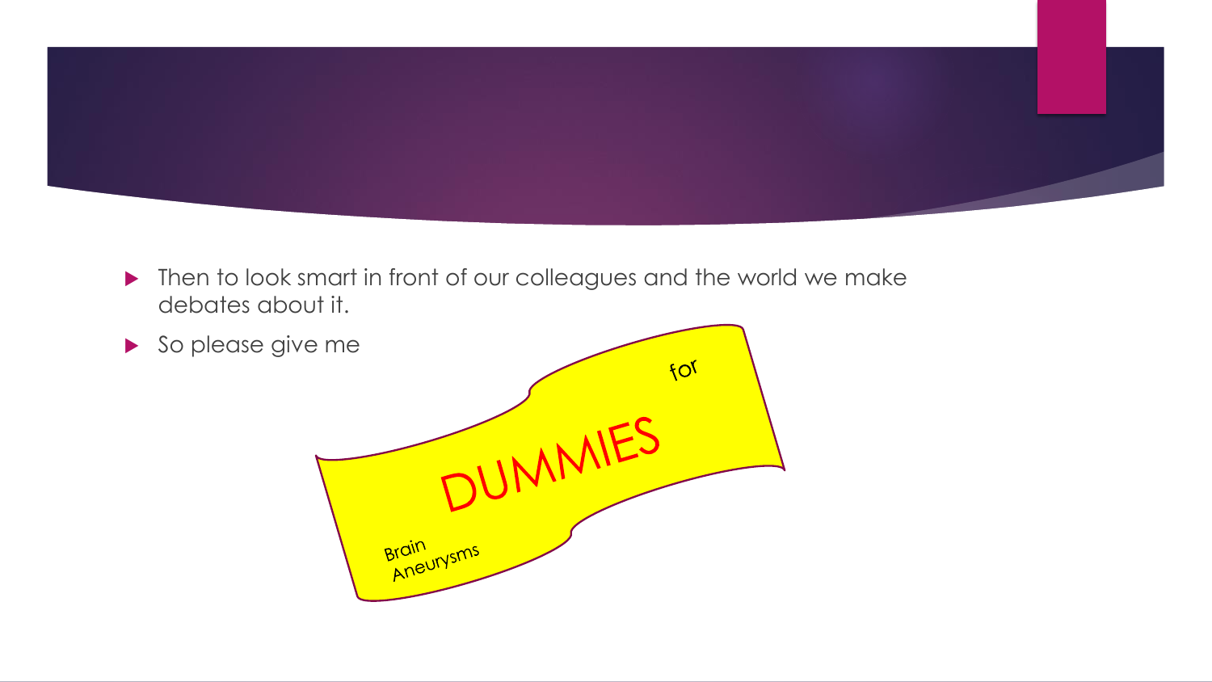- Then to look smart in front of our colleagues and the world we make debates about it.
- So please give me

Brain Aneurysms DUMMIES for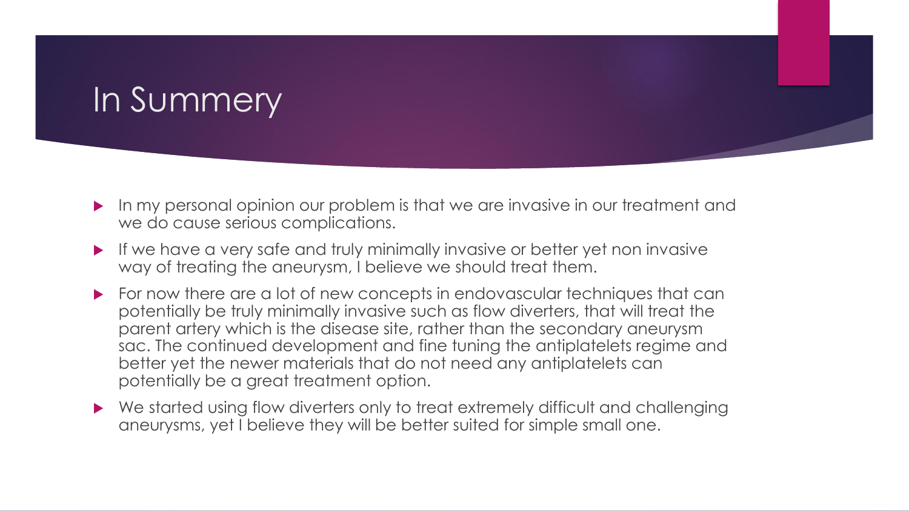# In Summery

- In my personal opinion our problem is that we are invasive in our treatment and we do cause serious complications.
- If we have a very safe and truly minimally invasive or better yet non invasive way of treating the aneurysm, I believe we should treat them.
- For now there are a lot of new concepts in endovascular techniques that can potentially be truly minimally invasive such as flow diverters, that will treat the parent artery which is the disease site, rather than the secondary aneurysm sac. The continued development and fine tuning the antiplatelets regime and better yet the newer materials that do not need any antiplatelets can potentially be a great treatment option.
- We started using flow diverters only to treat extremely difficult and challenging aneurysms, yet I believe they will be better suited for simple small one.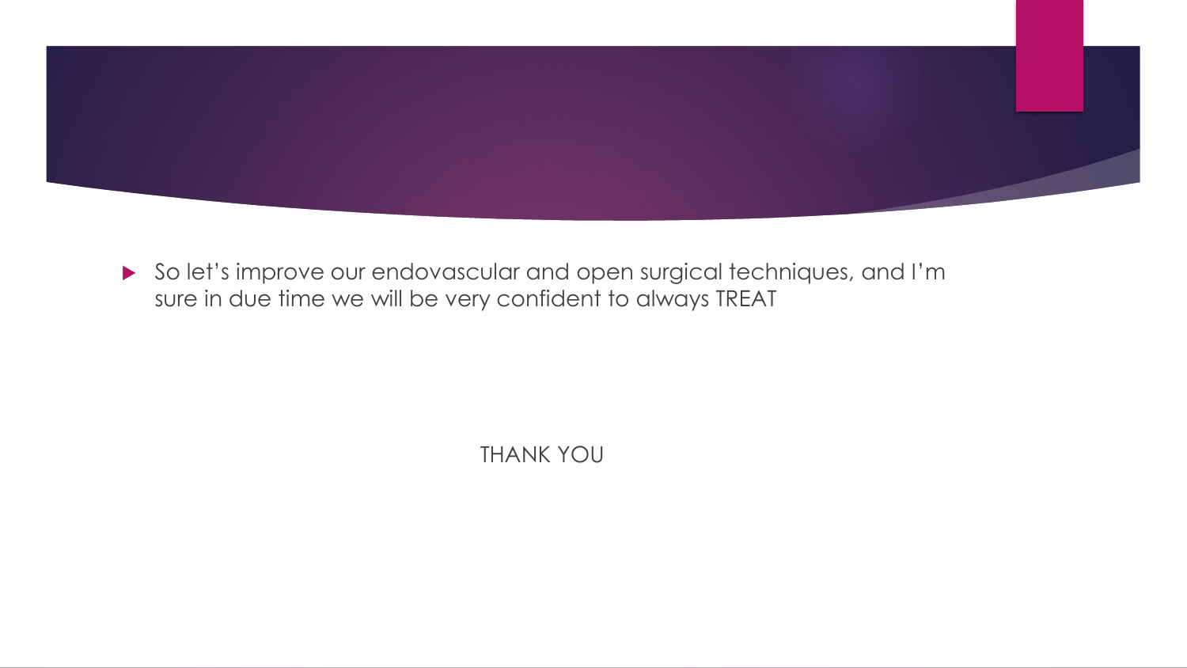- So let's improve our endovascular and open surgical techniques, and I'm sure in due time we will be very confident to always TREAT

THANK YOU